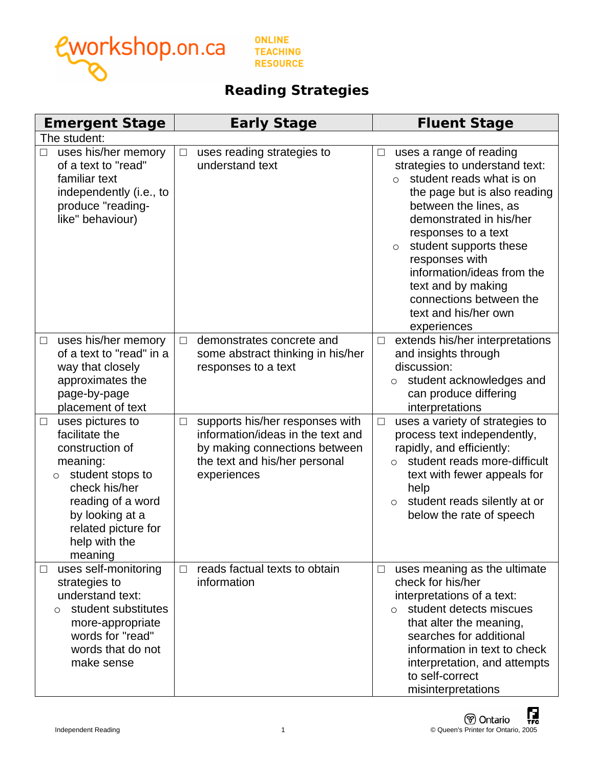eworkshop.on.ca ONLINE TEACHING RESOURCE

# Reading Strategies

| Emergent Stage | Early Stage | Fluent Stage |
| --- | --- | --- |
| The student: | | |
| ☐ uses his/her memory of a text to "read" familiar text independently (i.e., to produce "reading-like" behaviour) | ☐ uses reading strategies to understand text | ☐ uses a range of reading strategies to understand text:<br>○ student reads what is on the page but is also reading between the lines, as demonstrated in his/her responses to a text<br>○ student supports these responses with information/ideas from the text and by making connections between the text and his/her own experiences |
| ☐ uses his/her memory of a text to "read" in a way that closely approximates the page-by-page placement of text | ☐ demonstrates concrete and some abstract thinking in his/her responses to a text | ☐ extends his/her interpretations and insights through discussion:<br>○ student acknowledges and can produce differing interpretations |
| ☐ uses pictures to facilitate the construction of meaning:<br>○ student stops to check his/her reading of a word by looking at a related picture for help with the meaning | ☐ supports his/her responses with information/ideas in the text and by making connections between the text and his/her personal experiences | ☐ uses a variety of strategies to process text independently, rapidly, and efficiently:<br>○ student reads more-difficult text with fewer appeals for help<br>○ student reads silently at or below the rate of speech |
| ☐ uses self-monitoring strategies to understand text:<br>○ student substitutes more-appropriate words for "read" words that do not make sense | ☐ reads factual texts to obtain information | ☐ uses meaning as the ultimate check for his/her interpretations of a text:<br>○ student detects miscues that alter the meaning, searches for additional information in text to check interpretation, and attempts to self-correct misinterpretations |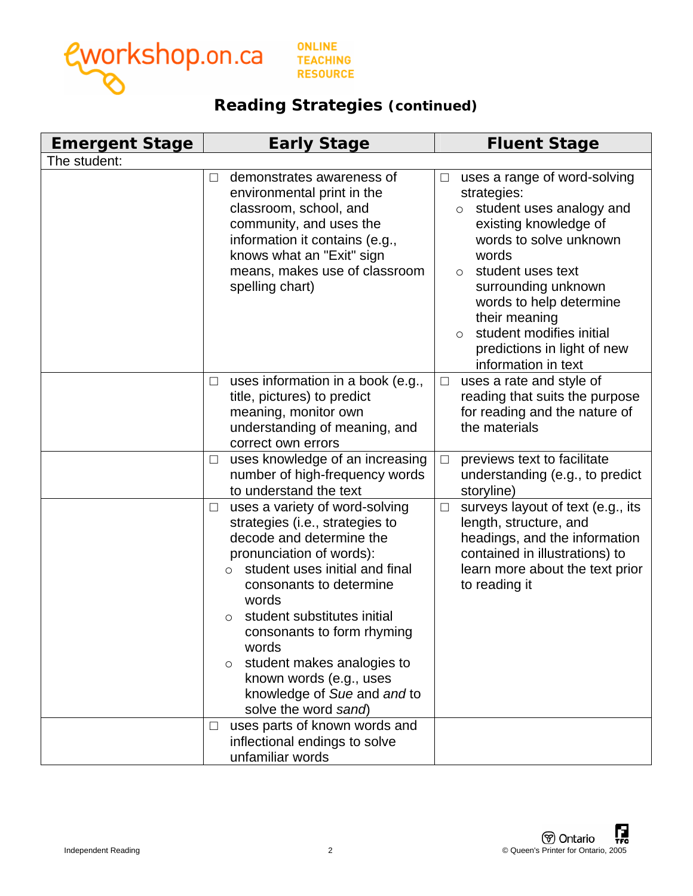## Reading Strategies (continued)

| Emergent Stage | Early Stage | Fluent Stage |
|---|---|---|
| The student: | | |
| | ☐ demonstrates awareness of environmental print in the classroom, school, and community, and uses the information it contains (e.g., knows what an "Exit" sign means, makes use of classroom spelling chart) | ☐ uses a range of word-solving strategies:<br>○ student uses analogy and existing knowledge of words to solve unknown words<br>○ student uses text surrounding unknown words to help determine their meaning<br>○ student modifies initial predictions in light of new information in text |
| | ☐ uses information in a book (e.g., title, pictures) to predict meaning, monitor own understanding of meaning, and correct own errors | ☐ uses a rate and style of reading that suits the purpose for reading and the nature of the materials |
| | ☐ uses knowledge of an increasing number of high-frequency words to understand the text | ☐ previews text to facilitate understanding (e.g., to predict storyline) |
| | ☐ uses a variety of word-solving strategies (i.e., strategies to decode and determine the pronunciation of words):<br>○ student uses initial and final consonants to determine words<br>○ student substitutes initial consonants to form rhyming words<br>○ student makes analogies to known words (e.g., uses knowledge of *Sue* and *and* to solve the word *sand*) | ☐ surveys layout of text (e.g., its length, structure, and headings, and the information contained in illustrations) to learn more about the text prior to reading it |
| | ☐ uses parts of known words and inflectional endings to solve unfamiliar words | |